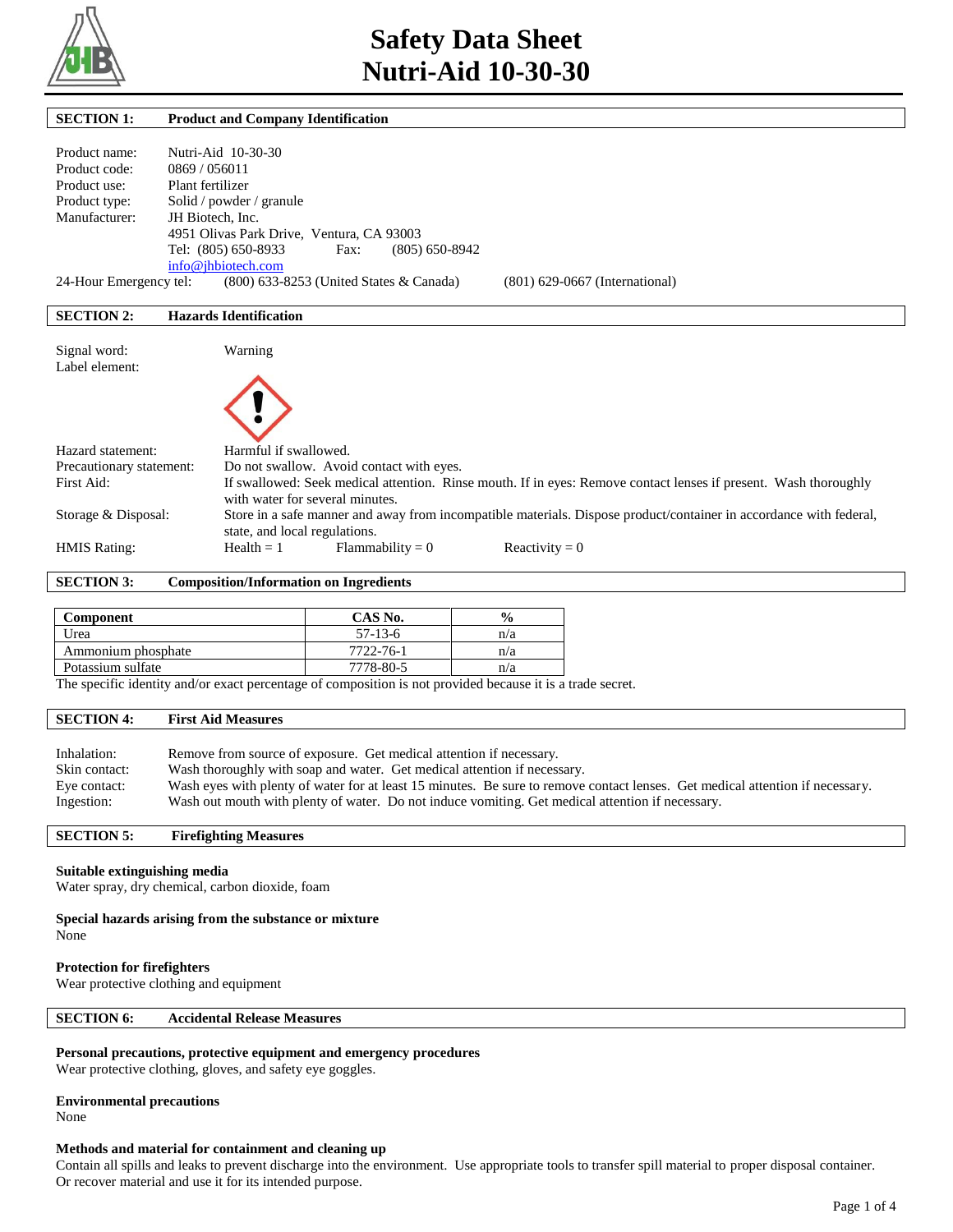# Safety Data Sheet
# Nutri-Aid 10-30-30

## SECTION 1: Product and Company Identification

Product name: Nutri-Aid 10-30-30
Product code: 0869 / 056011
Product use: Plant fertilizer
Product type: Solid / powder / granule
Manufacturer: JH Biotech, Inc.
4951 Olivas Park Drive, Ventura, CA 93003
Tel: (805) 650-8933 Fax: (805) 650-8942
info@jhbiotech.com
24-Hour Emergency tel: (800) 633-8253 (United States & Canada) (801) 629-0667 (International)

## SECTION 2: Hazards Identification

Signal word: Warning
Label element:

Hazard statement: Harmful if swallowed.
Precautionary statement: Do not swallow. Avoid contact with eyes.
First Aid: If swallowed: Seek medical attention. Rinse mouth. If in eyes: Remove contact lenses if present. Wash thoroughly with water for several minutes.
Storage & Disposal: Store in a safe manner and away from incompatible materials. Dispose product/container in accordance with federal, state, and local regulations.
HMIS Rating: Health = 1 Flammability = 0 Reactivity = 0

## SECTION 3: Composition/Information on Ingredients

| Component | CAS No. | % |
|---|---|---|
| Urea | 57-13-6 | n/a |
| Ammonium phosphate | 7722-76-1 | n/a |
| Potassium sulfate | 7778-80-5 | n/a |

The specific identity and/or exact percentage of composition is not provided because it is a trade secret.

## SECTION 4: First Aid Measures

Inhalation: Remove from source of exposure. Get medical attention if necessary.
Skin contact: Wash thoroughly with soap and water. Get medical attention if necessary.
Eye contact: Wash eyes with plenty of water for at least 15 minutes. Be sure to remove contact lenses. Get medical attention if necessary.
Ingestion: Wash out mouth with plenty of water. Do not induce vomiting. Get medical attention if necessary.

## SECTION 5: Firefighting Measures

**Suitable extinguishing media**
Water spray, dry chemical, carbon dioxide, foam

**Special hazards arising from the substance or mixture**
None

**Protection for firefighters**
Wear protective clothing and equipment

## SECTION 6: Accidental Release Measures

**Personal precautions, protective equipment and emergency procedures**
Wear protective clothing, gloves, and safety eye goggles.

**Environmental precautions**
None

**Methods and material for containment and cleaning up**
Contain all spills and leaks to prevent discharge into the environment. Use appropriate tools to transfer spill material to proper disposal container. Or recover material and use it for its intended purpose.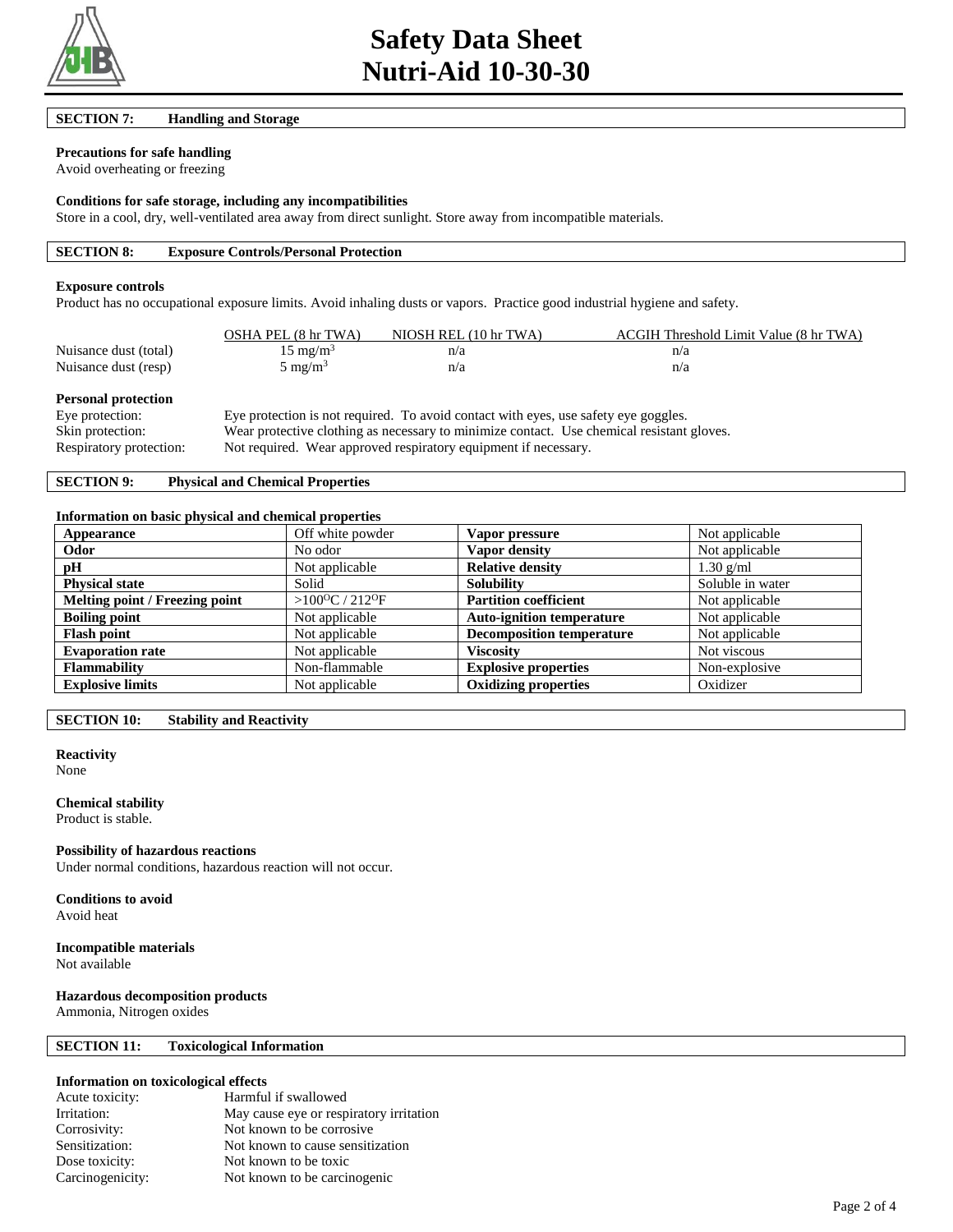# Safety Data Sheet
# Nutri-Aid 10-30-30

## SECTION 7: Handling and Storage

**Precautions for safe handling**
Avoid overheating or freezing

**Conditions for safe storage, including any incompatibilities**
Store in a cool, dry, well-ventilated area away from direct sunlight. Store away from incompatible materials.

## SECTION 8: Exposure Controls/Personal Protection

**Exposure controls**
Product has no occupational exposure limits. Avoid inhaling dusts or vapors. Practice good industrial hygiene and safety.

| | OSHA PEL (8 hr TWA) | NIOSH REL (10 hr TWA) | ACGIH Threshold Limit Value (8 hr TWA) |
|---|---|---|---|
| Nuisance dust (total) | 15 $mg/m^3$ | n/a | n/a |
| Nuisance dust (resp) | 5 $mg/m^3$ | n/a | n/a |

**Personal protection**

Eye protection: Eye protection is not required. To avoid contact with eyes, use safety eye goggles.
Skin protection: Wear protective clothing as necessary to minimize contact. Use chemical resistant gloves.
Respiratory protection: Not required. Wear approved respiratory equipment if necessary.

## SECTION 9: Physical and Chemical Properties

**Information on basic physical and chemical properties**

| Appearance | Off white powder | Vapor pressure | Not applicable |
|---|---|---|---|
| **Odor** | No odor | **Vapor density** | Not applicable |
| **pH** | Not applicable | **Relative density** | 1.30 g/ml |
| **Physical state** | Solid | **Solubility** | Soluble in water |
| **Melting point / Freezing point** | >100$^{O}$C / 212$^{O}$F | **Partition coefficient** | Not applicable |
| **Boiling point** | Not applicable | **Auto-ignition temperature** | Not applicable |
| **Flash point** | Not applicable | **Decomposition temperature** | Not applicable |
| **Evaporation rate** | Not applicable | **Viscosity** | Not viscous |
| **Flammability** | Non-flammable | **Explosive properties** | Non-explosive |
| **Explosive limits** | Not applicable | **Oxidizing properties** | Oxidizer |

## SECTION 10: Stability and Reactivity

**Reactivity**
None

**Chemical stability**
Product is stable.

**Possibility of hazardous reactions**
Under normal conditions, hazardous reaction will not occur.

**Conditions to avoid**
Avoid heat

**Incompatible materials**
Not available

**Hazardous decomposition products**
Ammonia, Nitrogen oxides

## SECTION 11: Toxicological Information

**Information on toxicological effects**

Acute toxicity: Harmful if swallowed
Irritation: May cause eye or respiratory irritation
Corrosivity: Not known to be corrosive
Sensitization: Not known to cause sensitization
Dose toxicity: Not known to be toxic
Carcinogenicity: Not known to be carcinogenic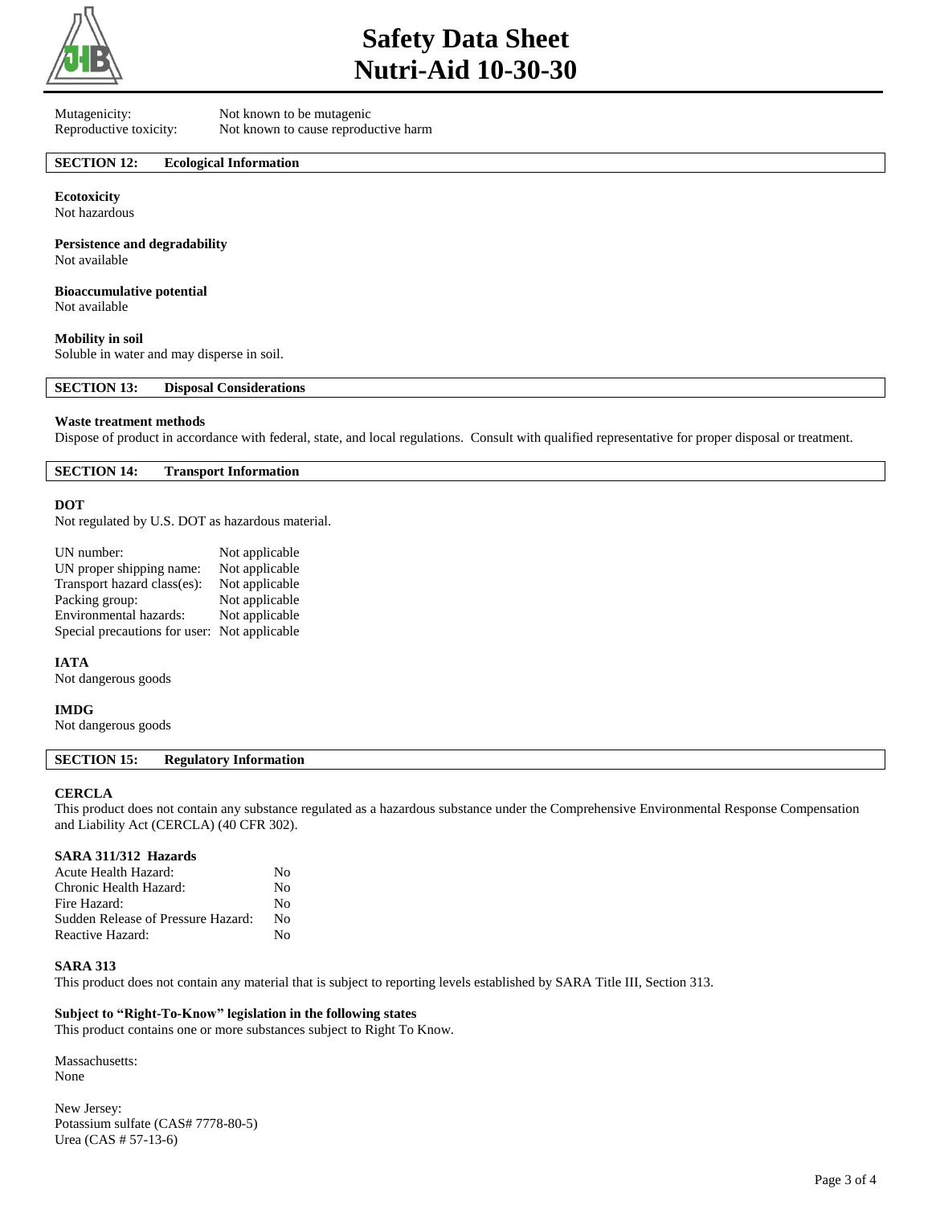Mutagenicity: Not known to be mutagenic
Reproductive toxicity: Not known to cause reproductive harm

## SECTION 12: Ecological Information

**Ecotoxicity**
Not hazardous

**Persistence and degradability**
Not available

**Bioaccumulative potential**
Not available

**Mobility in soil**
Soluble in water and may disperse in soil.

## SECTION 13: Disposal Considerations

**Waste treatment methods**
Dispose of product in accordance with federal, state, and local regulations. Consult with qualified representative for proper disposal or treatment.

## SECTION 14: Transport Information

**DOT**
Not regulated by U.S. DOT as hazardous material.

| | |
|---|---|
| UN number: | Not applicable |
| UN proper shipping name: | Not applicable |
| Transport hazard class(es): | Not applicable |
| Packing group: | Not applicable |
| Environmental hazards: | Not applicable |
| Special precautions for user: | Not applicable |

**IATA**
Not dangerous goods

**IMDG**
Not dangerous goods

## SECTION 15: Regulatory Information

**CERCLA**
This product does not contain any substance regulated as a hazardous substance under the Comprehensive Environmental Response Compensation and Liability Act (CERCLA) (40 CFR 302).

**SARA 311/312 Hazards**

| | |
|---|---|
| Acute Health Hazard: | No |
| Chronic Health Hazard: | No |
| Fire Hazard: | No |
| Sudden Release of Pressure Hazard: | No |
| Reactive Hazard: | No |

**SARA 313**
This product does not contain any material that is subject to reporting levels established by SARA Title III, Section 313.

**Subject to "Right-To-Know" legislation in the following states**
This product contains one or more substances subject to Right To Know.

Massachusetts:
None

New Jersey:
Potassium sulfate (CAS# 7778-80-5)
Urea (CAS # 57-13-6)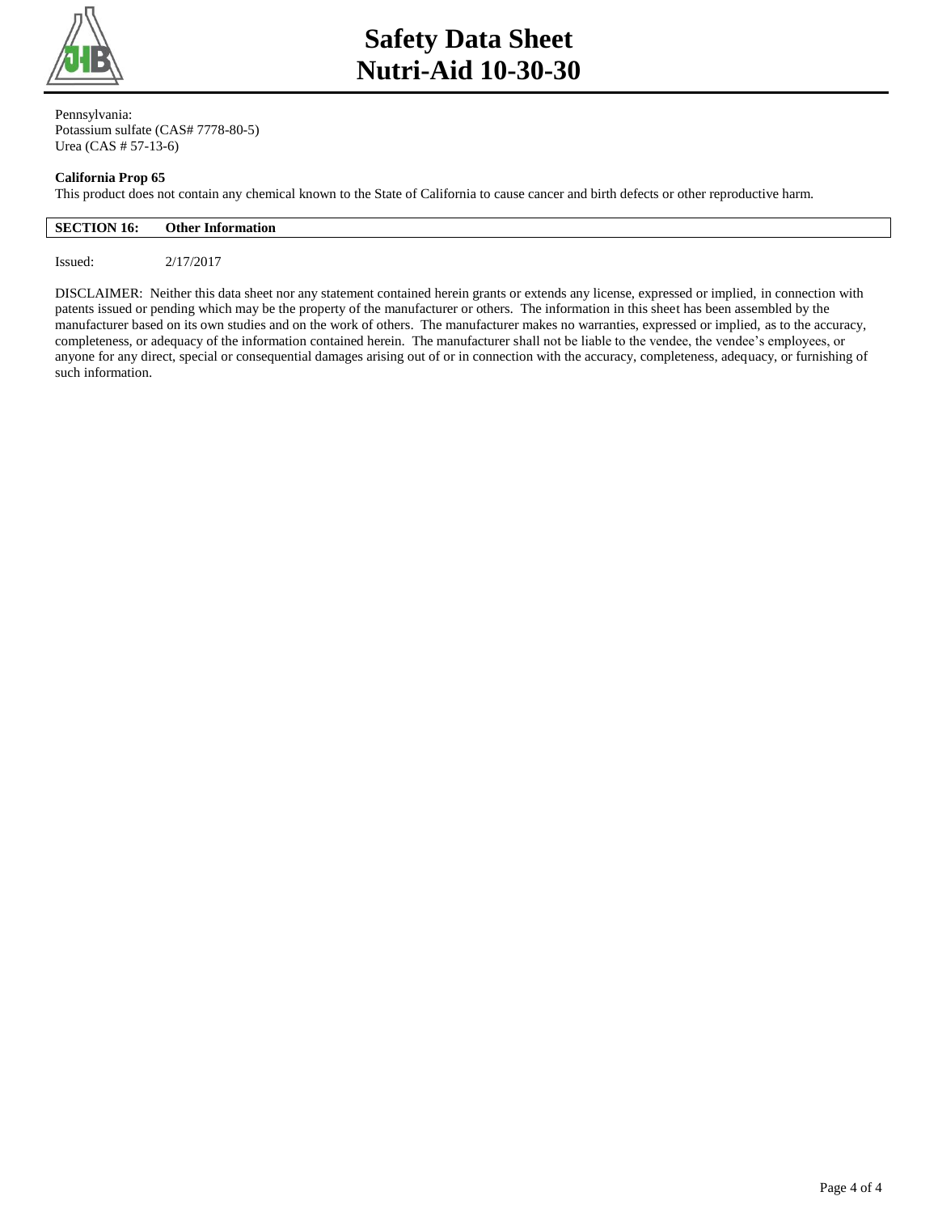Pennsylvania:
Potassium sulfate (CAS# 7778-80-5)
Urea (CAS # 57-13-6)

**California Prop 65**

This product does not contain any chemical known to the State of California to cause cancer and birth defects or other reproductive harm.

## SECTION 16: Other Information

Issued: 2/17/2017

DISCLAIMER: Neither this data sheet nor any statement contained herein grants or extends any license, expressed or implied, in connection with patents issued or pending which may be the property of the manufacturer or others. The information in this sheet has been assembled by the manufacturer based on its own studies and on the work of others. The manufacturer makes no warranties, expressed or implied, as to the accuracy, completeness, or adequacy of the information contained herein. The manufacturer shall not be liable to the vendee, the vendee's employees, or anyone for any direct, special or consequential damages arising out of or in connection with the accuracy, completeness, adequacy, or furnishing of such information.